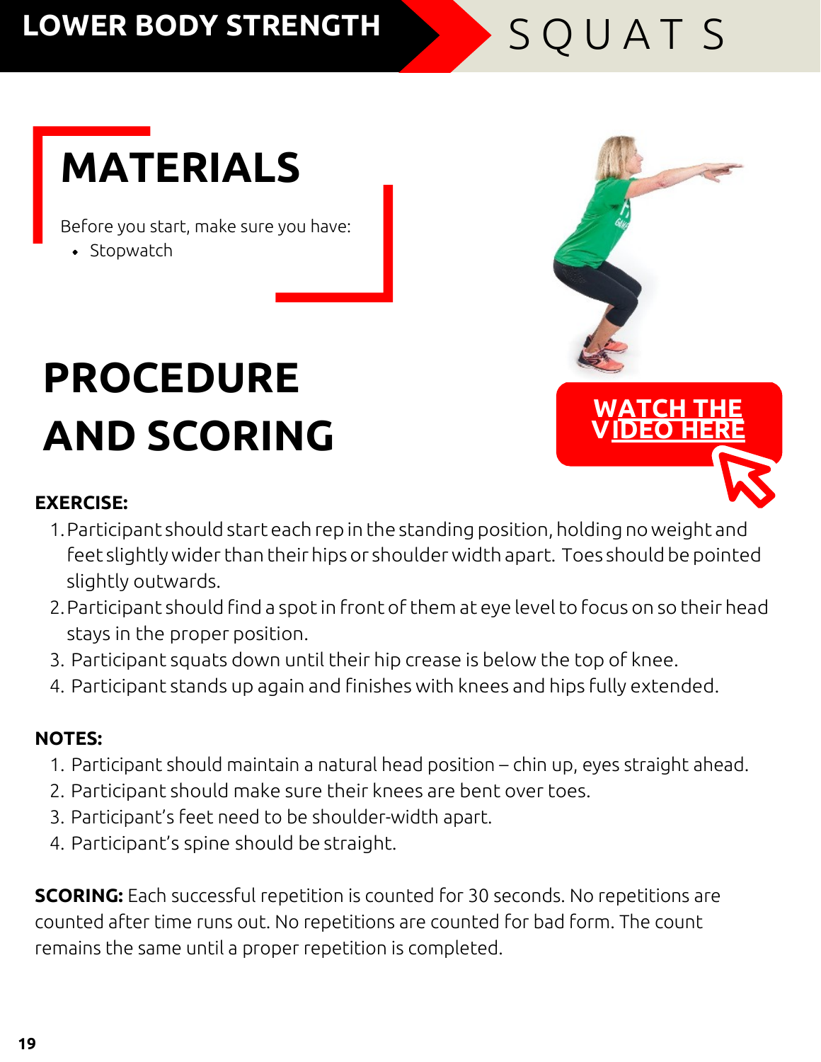# LOWER BODY STRENGTH — SQUATS

## MATERIALS

Before you start, make sure you have:

- Stopwatch

## PROCEDURE AND SCORING

WATCH THE VIDEO HERE

**EXERCISE:**

1. Participant should start each rep in the standing position, holding no weight and feet slightly wider than their hips or shoulder width apart. Toes should be pointed slightly outwards.
2. Participant should find a spot in front of them at eye level to focus on so their head stays in the proper position.
3. Participant squats down until their hip crease is below the top of knee.
4. Participant stands up again and finishes with knees and hips fully extended.

**NOTES:**

1. Participant should maintain a natural head position – chin up, eyes straight ahead.
2. Participant should make sure their knees are bent over toes.
3. Participant's feet need to be shoulder-width apart.
4. Participant's spine should be straight.

**SCORING:** Each successful repetition is counted for 30 seconds. No repetitions are counted after time runs out. No repetitions are counted for bad form. The count remains the same until a proper repetition is completed.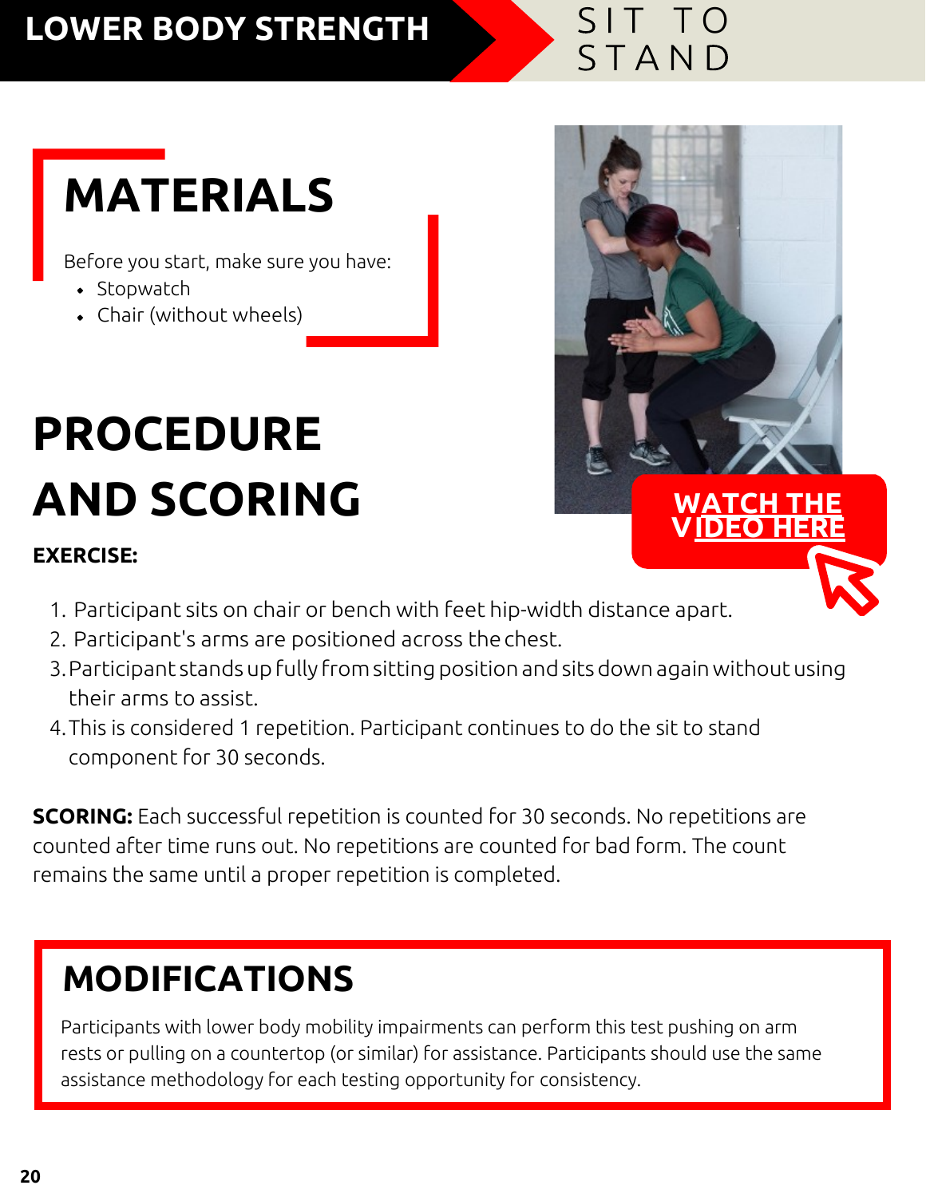# LOWER BODY STRENGTH

## SIT TO STAND

## MATERIALS

Before you start, make sure you have:

- Stopwatch
- Chair (without wheels)

## PROCEDURE AND SCORING

WATCH THE VIDEO HERE

**EXERCISE:**

1. Participant sits on chair or bench with feet hip-width distance apart.
2. Participant's arms are positioned across the chest.
3. Participant stands up fully from sitting position and sits down again without using their arms to assist.
4. This is considered 1 repetition. Participant continues to do the sit to stand component for 30 seconds.

**SCORING:** Each successful repetition is counted for 30 seconds. No repetitions are counted after time runs out. No repetitions are counted for bad form. The count remains the same until a proper repetition is completed.

## MODIFICATIONS

Participants with lower body mobility impairments can perform this test pushing on arm rests or pulling on a countertop (or similar) for assistance. Participants should use the same assistance methodology for each testing opportunity for consistency.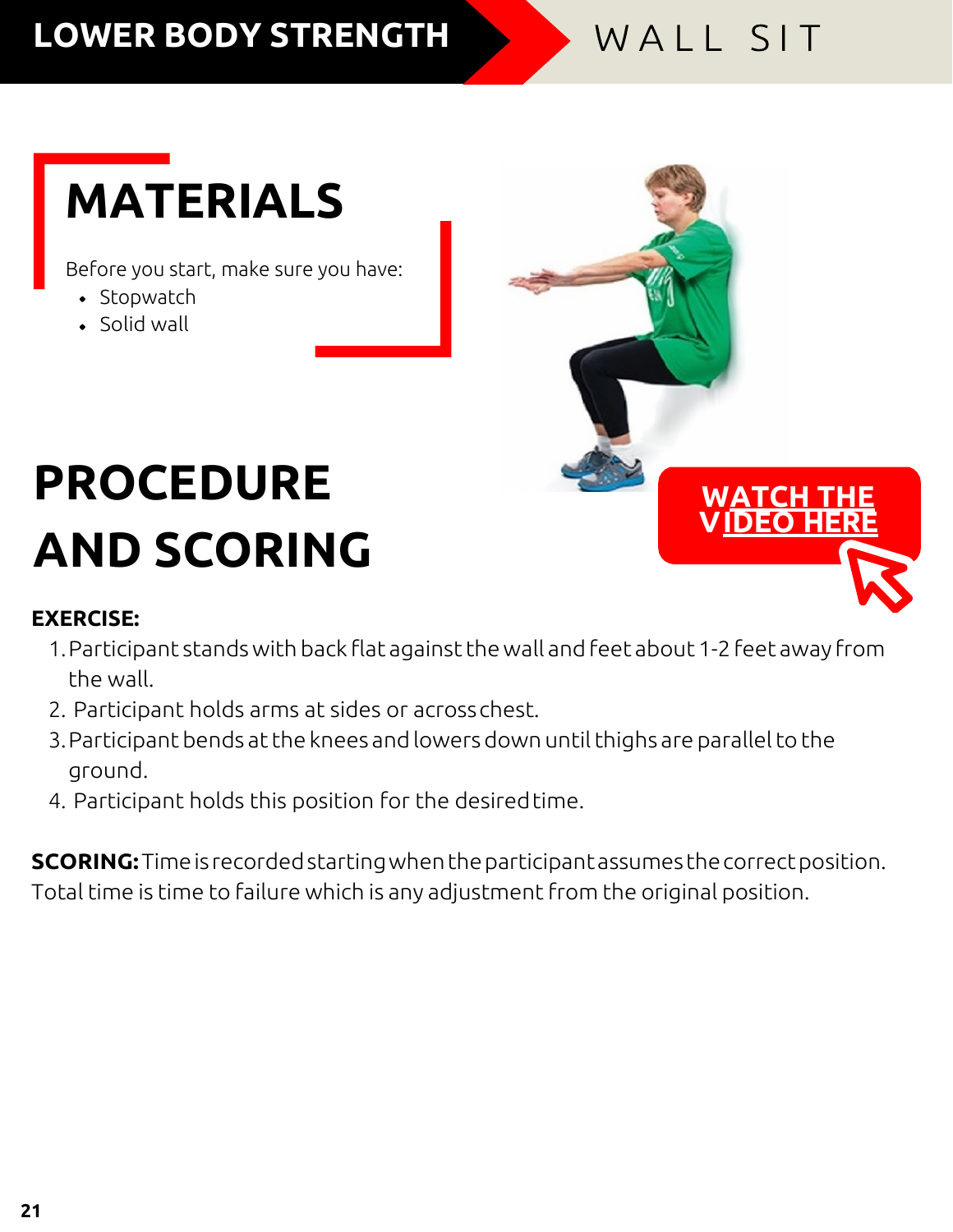LOWER BODY STRENGTH

# WALL SIT

## MATERIALS

Before you start, make sure you have:

- Stopwatch
- Solid wall

WATCH THE VIDEO HERE

## PROCEDURE AND SCORING

**EXERCISE:**

1. Participant stands with back flat against the wall and feet about 1-2 feet away from the wall.
2. Participant holds arms at sides or across chest.
3. Participant bends at the knees and lowers down until thighs are parallel to the ground.
4. Participant holds this position for the desired time.

**SCORING:** Time is recorded starting when the participant assumes the correct position. Total time is time to failure which is any adjustment from the original position.